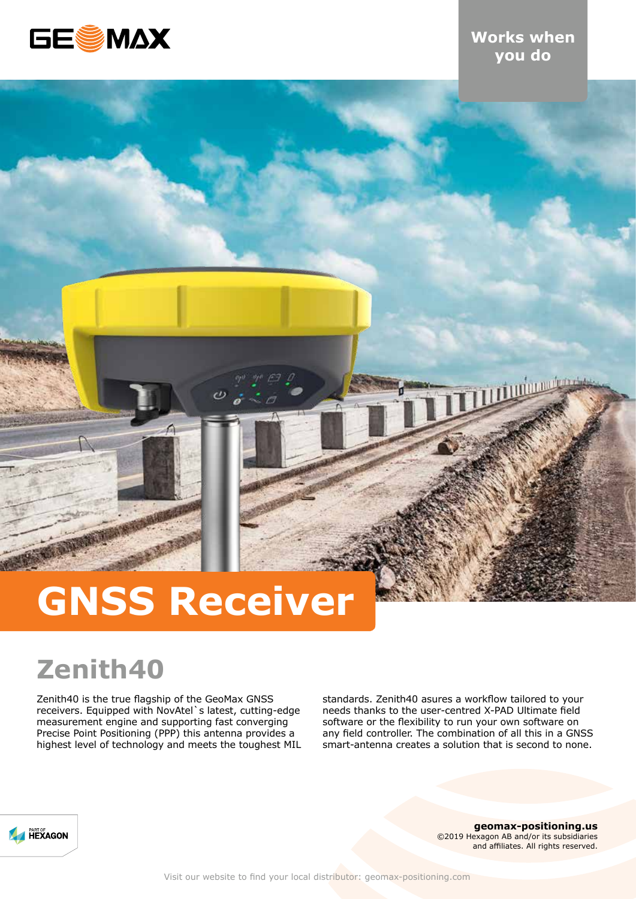Works when you do

# GNSS Receiver

## Zenith40

Zenith40 is the true flagship of the GeoMax GNSS receivers. Equipped with NovAtel`s latest, cutting-edge measurement engine and supporting fast converging Precise Point Positioning (PPP) this antenna provides a highest level of technology and meets the toughest MIL standards. Zenith40 asures a workflow tailored to your needs thanks to the user-centred X-PAD Ultimate field software or the flexibility to run your own software on any field controller. The combination of all this in a GNSS smart-antenna creates a solution that is second to none.

**geomax-positioning.us**
©2019 Hexagon AB and/or its subsidiaries and affiliates. All rights reserved.

Visit our website to find your local distributor: geomax-positioning.com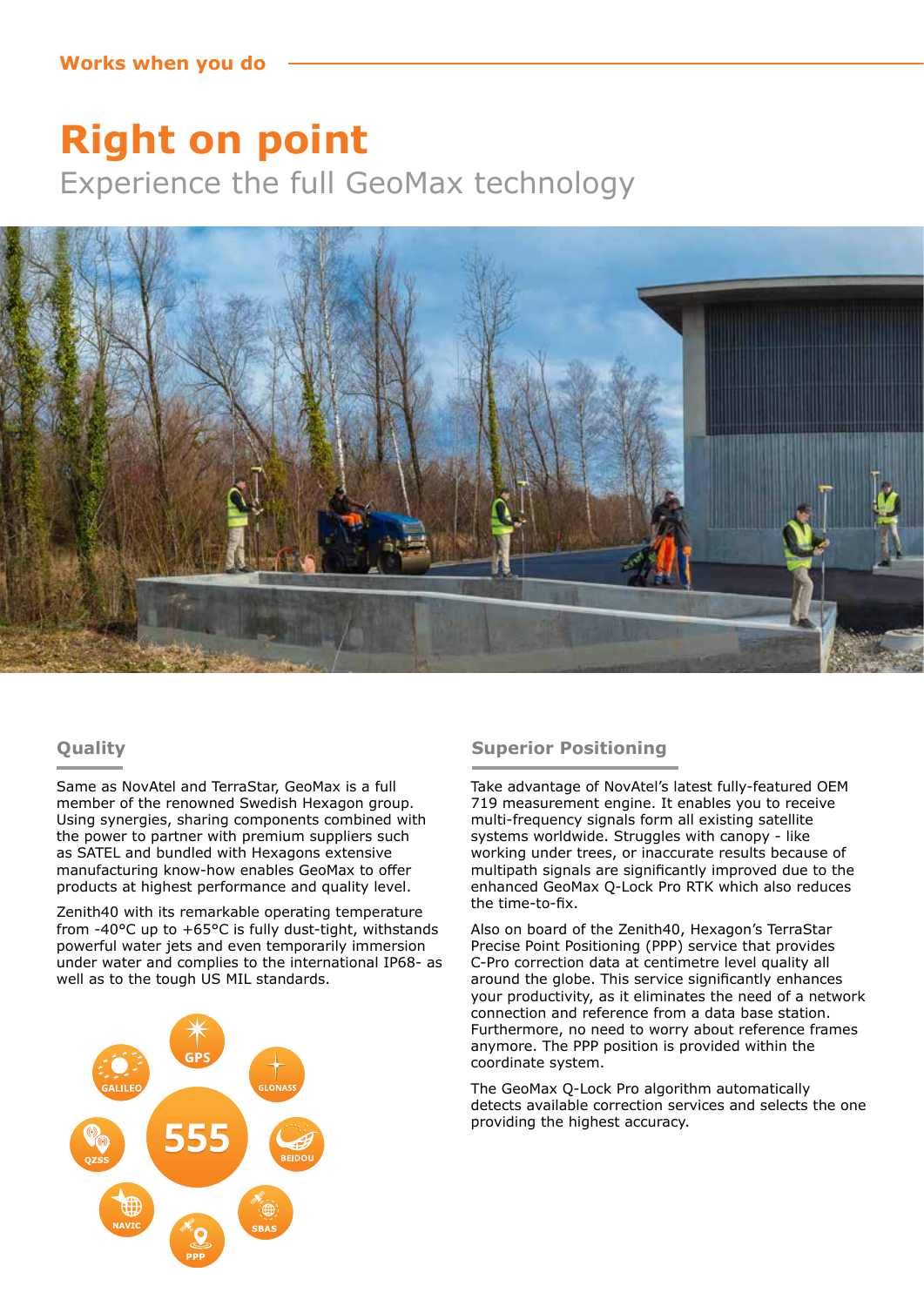Works when you do

# Right on point

## Experience the full GeoMax technology

### Quality

Same as NovAtel and TerraStar, GeoMax is a full member of the renowned Swedish Hexagon group. Using synergies, sharing components combined with the power to partner with premium suppliers such as SATEL and bundled with Hexagons extensive manufacturing know-how enables GeoMax to offer products at highest performance and quality level.

Zenith40 with its remarkable operating temperature from -40°C up to +65°C is fully dust-tight, withstands powerful water jets and even temporarily immersion under water and complies to the international IP68- as well as to the tough US MIL standards.

555

GPS, GLONASS, BEIDOU, SBAS, PPP, NAVIC, QZSS, GALILEO

### Superior Positioning

Take advantage of NovAtel's latest fully-featured OEM 719 measurement engine. It enables you to receive multi-frequency signals form all existing satellite systems worldwide. Struggles with canopy - like working under trees, or inaccurate results because of multipath signals are significantly improved due to the enhanced GeoMax Q-Lock Pro RTK which also reduces the time-to-fix.

Also on board of the Zenith40, Hexagon's TerraStar Precise Point Positioning (PPP) service that provides C-Pro correction data at centimetre level quality all around the globe. This service significantly enhances your productivity, as it eliminates the need of a network connection and reference from a data base station. Furthermore, no need to worry about reference frames anymore. The PPP position is provided within the coordinate system.

The GeoMax Q-Lock Pro algorithm automatically detects available correction services and selects the one providing the highest accuracy.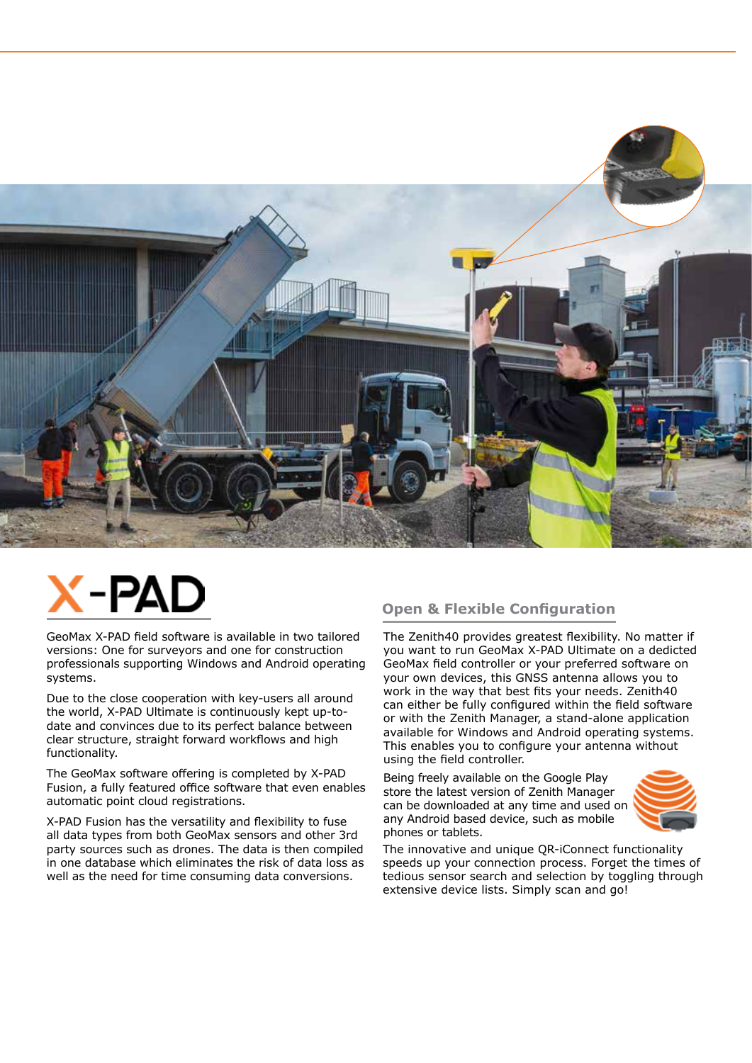# X-PAD

GeoMax X-PAD field software is available in two tailored versions: One for surveyors and one for construction professionals supporting Windows and Android operating systems.

Due to the close cooperation with key-users all around the world, X-PAD Ultimate is continuously kept up-to-date and convinces due to its perfect balance between clear structure, straight forward workflows and high functionality.

The GeoMax software offering is completed by X-PAD Fusion, a fully featured office software that even enables automatic point cloud registrations.

X-PAD Fusion has the versatility and flexibility to fuse all data types from both GeoMax sensors and other 3rd party sources such as drones. The data is then compiled in one database which eliminates the risk of data loss as well as the need for time consuming data conversions.

## Open & Flexible Configuration

The Zenith40 provides greatest flexibility. No matter if you want to run GeoMax X-PAD Ultimate on a dedicted GeoMax field controller or your preferred software on your own devices, this GNSS antenna allows you to work in the way that best fits your needs. Zenith40 can either be fully configured within the field software or with the Zenith Manager, a stand-alone application available for Windows and Android operating systems. This enables you to configure your antenna without using the field controller.

Being freely available on the Google Play store the latest version of Zenith Manager can be downloaded at any time and used on any Android based device, such as mobile phones or tablets.

The innovative and unique QR-iConnect functionality speeds up your connection process. Forget the times of tedious sensor search and selection by toggling through extensive device lists. Simply scan and go!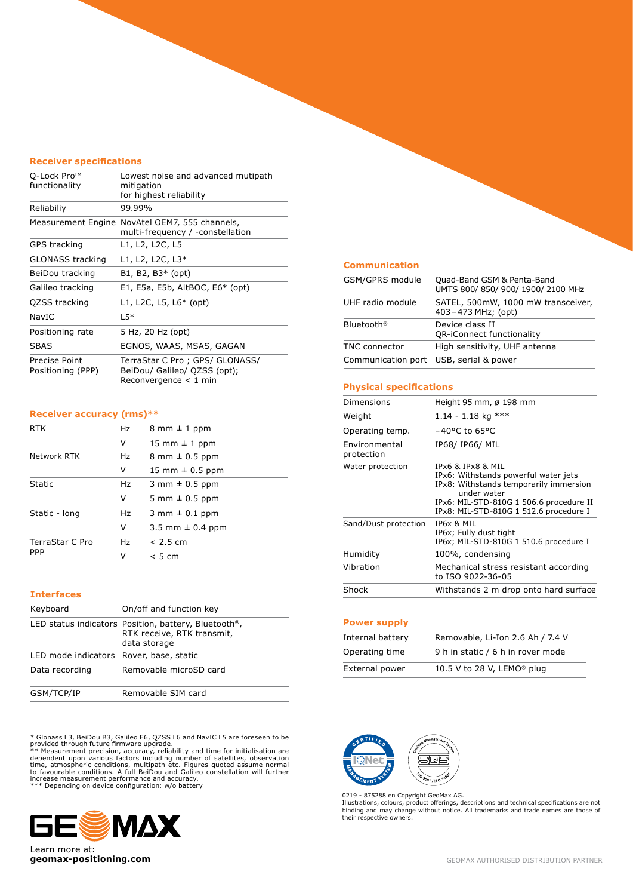## Receiver specifications

| | |
|---|---|
| Q-Lock Pro™ functionality | Lowest noise and advanced mutipath mitigation<br>for highest reliability |
| Reliabiliy | 99.99% |
| Measurement Engine | NovAtel OEM7, 555 channels, multi-frequency / -constellation |
| GPS tracking | L1, L2, L2C, L5 |
| GLONASS tracking | L1, L2, L2C, L3* |
| BeiDou tracking | B1, B2, B3* (opt) |
| Galileo tracking | E1, E5a, E5b, AltBOC, E6* (opt) |
| QZSS tracking | L1, L2C, L5, L6* (opt) |
| NavIC | L5* |
| Positioning rate | 5 Hz, 20 Hz (opt) |
| SBAS | EGNOS, WAAS, MSAS, GAGAN |
| Precise Point Positioning (PPP) | TerraStar C Pro ; GPS/ GLONASS/ BeiDou/ Galileo/ QZSS (opt);<br>Reconvergence < 1 min |

## Receiver accuracy (rms)**

| | | |
|---|---|---|
| RTK | Hz | 8 mm ± 1 ppm |
| | V | 15 mm ± 1 ppm |
| Network RTK | Hz | 8 mm ± 0.5 ppm |
| | V | 15 mm ± 0.5 ppm |
| Static | Hz | 3 mm ± 0.5 ppm |
| | V | 5 mm ± 0.5 ppm |
| Static - long | Hz | 3 mm ± 0.1 ppm |
| | V | 3.5 mm ± 0.4 ppm |
| TerraStar C Pro PPP | Hz | < 2.5 cm |
| | V | < 5 cm |

## Interfaces

| | |
|---|---|
| Keyboard | On/off and function key |
| LED status indicators | Position, battery, Bluetooth®, RTK receive, RTK transmit, data storage |
| LED mode indicators | Rover, base, static |
| Data recording | Removable microSD card |
| GSM/TCP/IP | Removable SIM card |

## Communication

| | |
|---|---|
| GSM/GPRS module | Quad-Band GSM & Penta-Band<br>UMTS 800/ 850/ 900/ 1900/ 2100 MHz |
| UHF radio module | SATEL, 500mW, 1000 mW transceiver, 403 – 473 MHz; (opt) |
| Bluetooth® | Device class II<br>QR-iConnect functionality |
| TNC connector | High sensitivity, UHF antenna |
| Communication port | USB, serial & power |

## Physical specifications

| | |
|---|---|
| Dimensions | Height 95 mm, ø 198 mm |
| Weight | 1.14 - 1.18 kg *** |
| Operating temp. | −40°C to 65°C |
| Environmental protection | IP68/ IP66/ MIL |
| Water protection | IPx6 & IPx8 & MIL<br>IPx6: Withstands powerful water jets<br>IPx8: Withstands temporarily immersion under water<br>IPx6: MIL-STD-810G 1 506.6 procedure II<br>IPx8: MIL-STD-810G 1 512.6 procedure I |
| Sand/Dust protection | IP6x & MIL<br>IP6x; Fully dust tight<br>IP6x; MIL-STD-810G 1 510.6 procedure I |
| Humidity | 100%, condensing |
| Vibration | Mechanical stress resistant according to ISO 9022-36-05 |
| Shock | Withstands 2 m drop onto hard surface |

## Power supply

| | |
|---|---|
| Internal battery | Removable, Li-Ion 2.6 Ah / 7.4 V |
| Operating time | 9 h in static / 6 h in rover mode |
| External power | 10.5 V to 28 V, LEMO® plug |

\* Glonass L3, BeiDou B3, Galileo E6, QZSS L6 and NavIC L5 are foreseen to be provided through future firmware upgrade.
** Measurement precision, accuracy, reliability and time for initialisation are dependent upon various factors including number of satellites, observation time, atmospheric conditions, multipath etc. Figures quoted assume normal to favourable conditions. A full BeiDou and Galileo constellation will further increase measurement performance and accuracy.
*** Depending on device configuration; w/o battery

0219 - 875288 en Copyright GeoMax AG.
Illustrations, colours, product offerings, descriptions and technical specifications are not binding and may change without notice. All trademarks and trade names are those of their respective owners.

GEMAX

Learn more at:
**geomax-positioning.com**

GEOMAX AUTHORISED DISTRIBUTION PARTNER